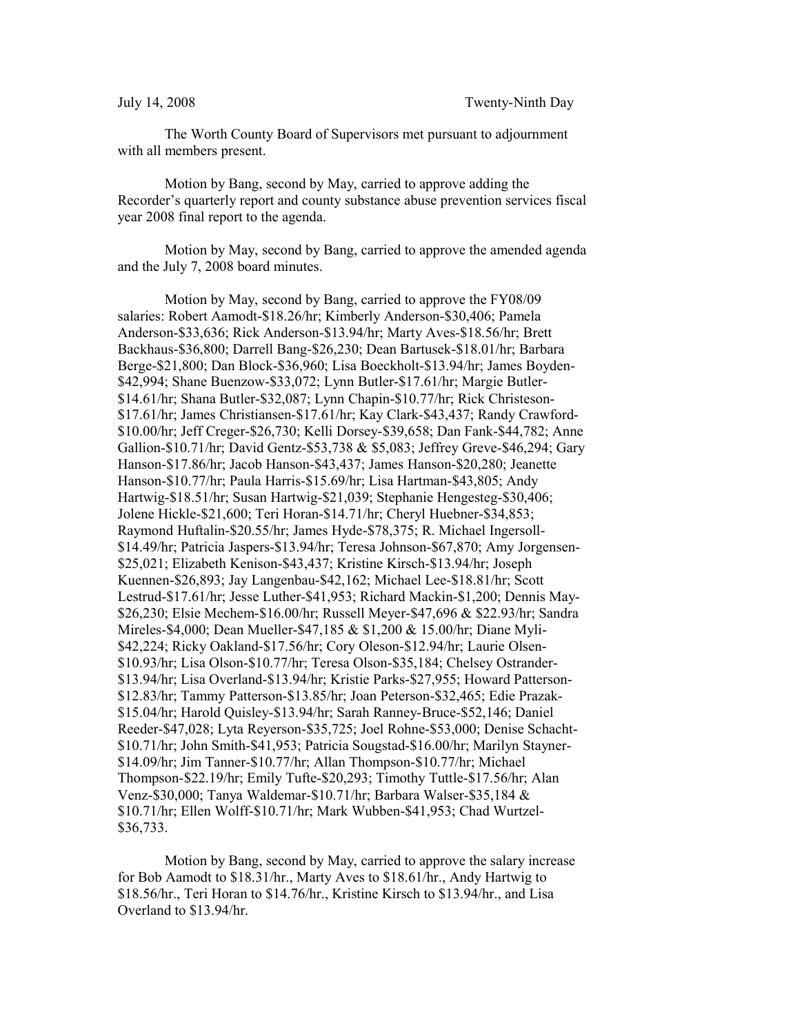July 14, 2008 Twenty-Ninth Day

The Worth County Board of Supervisors met pursuant to adjournment with all members present.

Motion by Bang, second by May, carried to approve adding the Recorder's quarterly report and county substance abuse prevention services fiscal year 2008 final report to the agenda.

Motion by May, second by Bang, carried to approve the amended agenda and the July 7, 2008 board minutes.

Motion by May, second by Bang, carried to approve the FY08/09 salaries: Robert Aamodt-$18.26/hr; Kimberly Anderson-$30,406; Pamela Anderson-$33,636; Rick Anderson-$13.94/hr; Marty Aves-$18.56/hr; Brett Backhaus-$36,800; Darrell Bang-$26,230; Dean Bartusek-$18.01/hr; Barbara Berge-$21,800; Dan Block-$36,960; Lisa Boeckholt-$13.94/hr; James Boyden-$42,994; Shane Buenzow-$33,072; Lynn Butler-$17.61/hr; Margie Butler-$14.61/hr; Shana Butler-$32,087; Lynn Chapin-$10.77/hr; Rick Christeson-$17.61/hr; James Christiansen-$17.61/hr; Kay Clark-$43,437; Randy Crawford-$10.00/hr; Jeff Creger-$26,730; Kelli Dorsey-$39,658; Dan Fank-$44,782; Anne Gallion-$10.71/hr; David Gentz-$53,738 & $5,083; Jeffrey Greve-$46,294; Gary Hanson-$17.86/hr; Jacob Hanson-$43,437; James Hanson-$20,280; Jeanette Hanson-$10.77/hr; Paula Harris-$15.69/hr; Lisa Hartman-$43,805; Andy Hartwig-$18.51/hr; Susan Hartwig-$21,039; Stephanie Hengesteg-$30,406; Jolene Hickle-$21,600; Teri Horan-$14.71/hr; Cheryl Huebner-$34,853; Raymond Huftalin-$20.55/hr; James Hyde-$78,375; R. Michael Ingersoll-$14.49/hr; Patricia Jaspers-$13.94/hr; Teresa Johnson-$67,870; Amy Jorgensen-$25,021; Elizabeth Kenison-$43,437; Kristine Kirsch-$13.94/hr; Joseph Kuennen-$26,893; Jay Langenbau-$42,162; Michael Lee-$18.81/hr; Scott Lestrud-$17.61/hr; Jesse Luther-$41,953; Richard Mackin-$1,200; Dennis May-$26,230; Elsie Mechem-$16.00/hr; Russell Meyer-$47,696 & $22.93/hr; Sandra Mireles-$4,000; Dean Mueller-$47,185 & $1,200 & 15.00/hr; Diane Myli-$42,224; Ricky Oakland-$17.56/hr; Cory Oleson-$12.94/hr; Laurie Olsen-$10.93/hr; Lisa Olson-$10.77/hr; Teresa Olson-$35,184; Chelsey Ostrander-$13.94/hr; Lisa Overland-$13.94/hr; Kristie Parks-$27,955; Howard Patterson-$12.83/hr; Tammy Patterson-$13.85/hr; Joan Peterson-$32,465; Edie Prazak-$15.04/hr; Harold Quisley-$13.94/hr; Sarah Ranney-Bruce-$52,146; Daniel Reeder-$47,028; Lyta Reyerson-$35,725; Joel Rohne-$53,000; Denise Schacht-$10.71/hr; John Smith-$41,953; Patricia Sougstad-$16.00/hr; Marilyn Stayner-$14.09/hr; Jim Tanner-$10.77/hr; Allan Thompson-$10.77/hr; Michael Thompson-$22.19/hr; Emily Tufte-$20,293; Timothy Tuttle-$17.56/hr; Alan Venz-$30,000; Tanya Waldemar-$10.71/hr; Barbara Walser-$35,184 & $10.71/hr; Ellen Wolff-$10.71/hr; Mark Wubben-$41,953; Chad Wurtzel-$36,733.

Motion by Bang, second by May, carried to approve the salary increase for Bob Aamodt to $18.31/hr., Marty Aves to $18.61/hr., Andy Hartwig to $18.56/hr., Teri Horan to $14.76/hr., Kristine Kirsch to $13.94/hr., and Lisa Overland to $13.94/hr.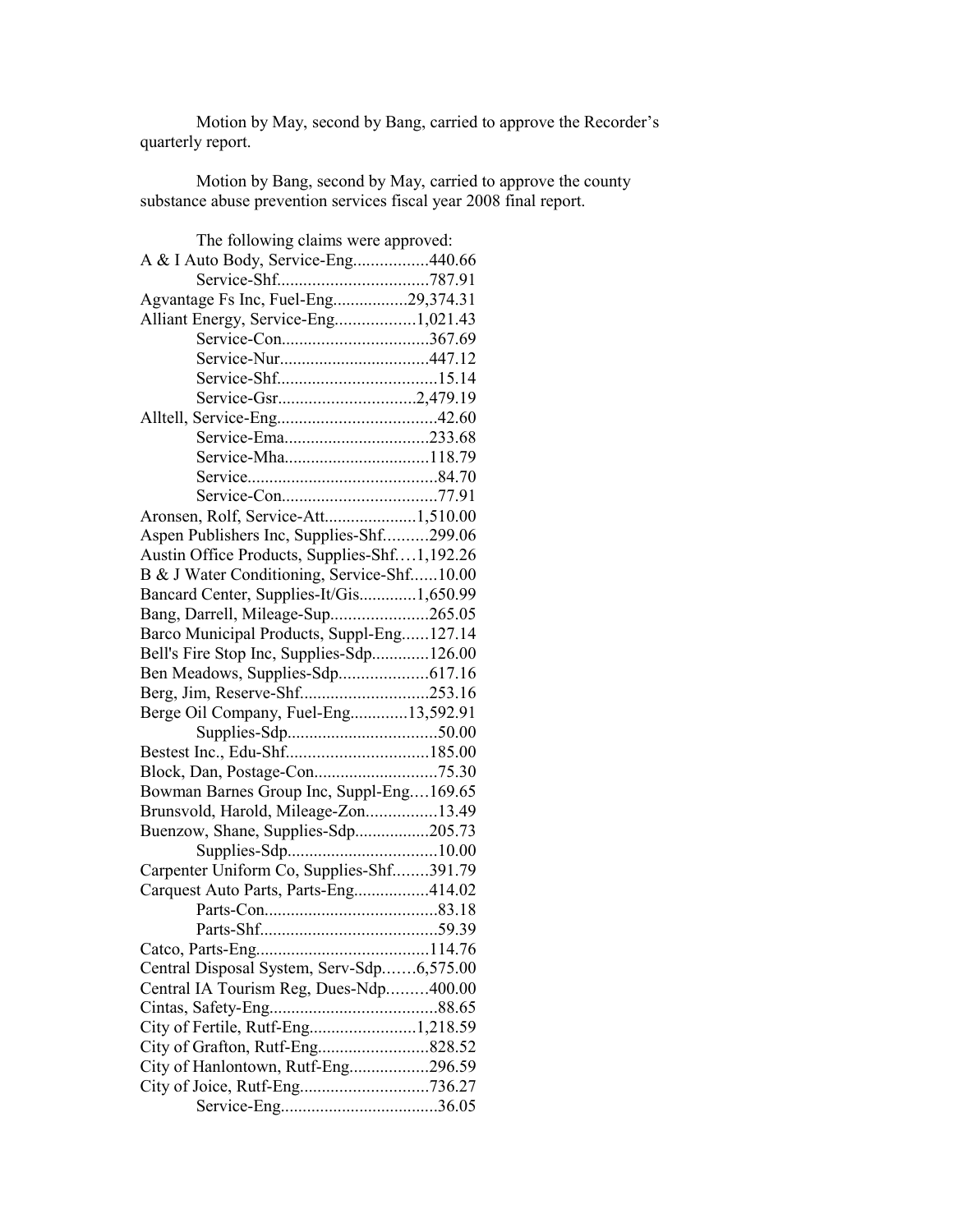Motion by May, second by Bang, carried to approve the Recorder's quarterly report.

Motion by Bang, second by May, carried to approve the county substance abuse prevention services fiscal year 2008 final report.

The following claims were approved:

A & I Auto Body, Service-Eng.................440.66
Service-Shf.................................787.91
Agvantage Fs Inc, Fuel-Eng................29,374.31
Alliant Energy, Service-Eng..................1,021.43
Service-Con.................................367.69
Service-Nur.................................447.12
Service-Shf....................................15.14
Service-Gsr...............................2,479.19
Alltell, Service-Eng....................................42.60
Service-Ema................................233.68
Service-Mha................................118.79
Service..........................................84.70
Service-Con...................................77.91
Aronsen, Rolf, Service-Att.....................1,510.00
Aspen Publishers Inc, Supplies-Shf..........299.06
Austin Office Products, Supplies-Shf.....1,192.26
B & J Water Conditioning, Service-Shf......10.00
Bancard Center, Supplies-It/Gis.............1,650.99
Bang, Darrell, Mileage-Sup......................265.05
Barco Municipal Products, Suppl-Eng......127.14
Bell's Fire Stop Inc, Supplies-Sdp.............126.00
Ben Meadows, Supplies-Sdp....................617.16
Berg, Jim, Reserve-Shf.............................253.16
Berge Oil Company, Fuel-Eng.............13,592.91
Supplies-Sdp.................................50.00
Bestest Inc., Edu-Shf................................185.00
Block, Dan, Postage-Con............................75.30
Bowman Barnes Group Inc, Suppl-Eng....169.65
Brunsvold, Harold, Mileage-Zon................13.49
Buenzow, Shane, Supplies-Sdp.................205.73
Supplies-Sdp.................................10.00
Carpenter Uniform Co, Supplies-Shf........391.79
Carquest Auto Parts, Parts-Eng.................414.02
Parts-Con......................................83.18
Parts-Shf.......................................59.39
Catco, Parts-Eng.......................................114.76
Central Disposal System, Serv-Sdp.......6,575.00
Central IA Tourism Reg, Dues-Ndp.........400.00
Cintas, Safety-Eng......................................88.65
City of Fertile, Rutf-Eng........................1,218.59
City of Grafton, Rutf-Eng.........................828.52
City of Hanlontown, Rutf-Eng..................296.59
City of Joice, Rutf-Eng.............................736.27
Service-Eng...................................36.05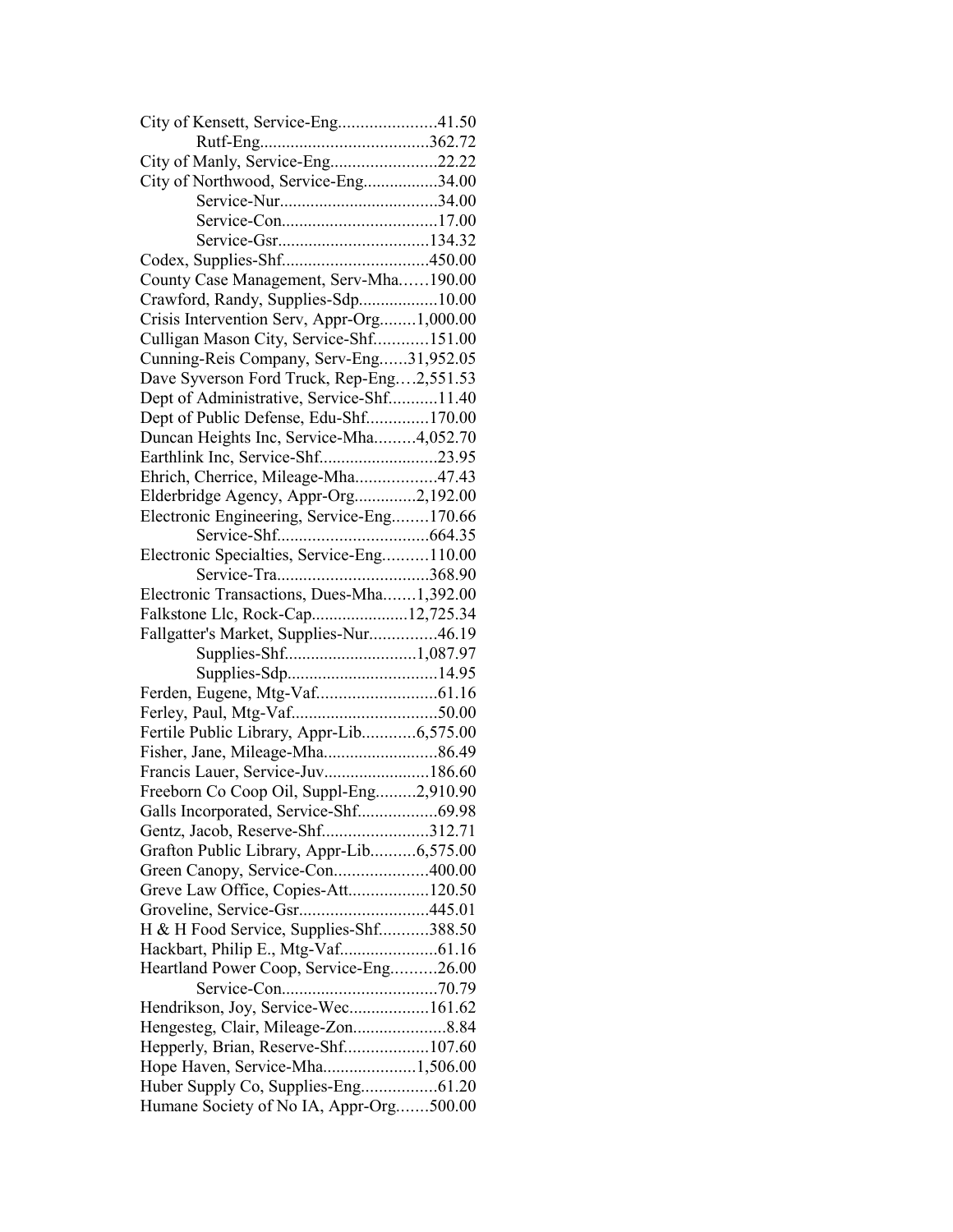City of Kensett, Service-Eng......................41.50
Rutf-Eng......................................362.72
City of Manly, Service-Eng........................22.22
City of Northwood, Service-Eng.................34.00
Service-Nur...................................34.00
Service-Con...................................17.00
Service-Gsr..................................134.32
Codex, Supplies-Shf.................................450.00
County Case Management, Serv-Mha……190.00
Crawford, Randy, Supplies-Sdp..................10.00
Crisis Intervention Serv, Appr-Org........1,000.00
Culligan Mason City, Service-Shf............151.00
Cunning-Reis Company, Serv-Eng......31,952.05
Dave Syverson Ford Truck, Rep-Eng….2,551.53
Dept of Administrative, Service-Shf...........11.40
Dept of Public Defense, Edu-Shf..............170.00
Duncan Heights Inc, Service-Mha.........4,052.70
Earthlink Inc, Service-Shf..........................23.95
Ehrich, Cherrice, Mileage-Mha..................47.43
Elderbridge Agency, Appr-Org.............2,192.00
Electronic Engineering, Service-Eng........170.66
Service-Shf..................................664.35
Electronic Specialties, Service-Eng..........110.00
Service-Tra..................................368.90
Electronic Transactions, Dues-Mha.......1,392.00
Falkstone Llc, Rock-Cap......................12,725.34
Fallgatter's Market, Supplies-Nur...............46.19
Supplies-Shf.............................1,087.97
Supplies-Sdp.................................14.95
Ferden, Eugene, Mtg-Vaf...........................61.16
Ferley, Paul, Mtg-Vaf.................................50.00
Fertile Public Library, Appr-Lib............6,575.00
Fisher, Jane, Mileage-Mha..........................86.49
Francis Lauer, Service-Juv........................186.60
Freeborn Co Coop Oil, Suppl-Eng.........2,910.90
Galls Incorporated, Service-Shf..................69.98
Gentz, Jacob, Reserve-Shf........................312.71
Grafton Public Library, Appr-Lib..........6,575.00
Green Canopy, Service-Con.....................400.00
Greve Law Office, Copies-Att..................120.50
Groveline, Service-Gsr............................445.01
H & H Food Service, Supplies-Shf...........388.50
Hackbart, Philip E., Mtg-Vaf......................61.16
Heartland Power Coop, Service-Eng..........26.00
Service-Con...................................70.79
Hendrikson, Joy, Service-Wec..................161.62
Hengesteg, Clair, Mileage-Zon.....................8.84
Hepperly, Brian, Reserve-Shf...................107.60
Hope Haven, Service-Mha.....................1,506.00
Huber Supply Co, Supplies-Eng.................61.20
Humane Society of No IA, Appr-Org.......500.00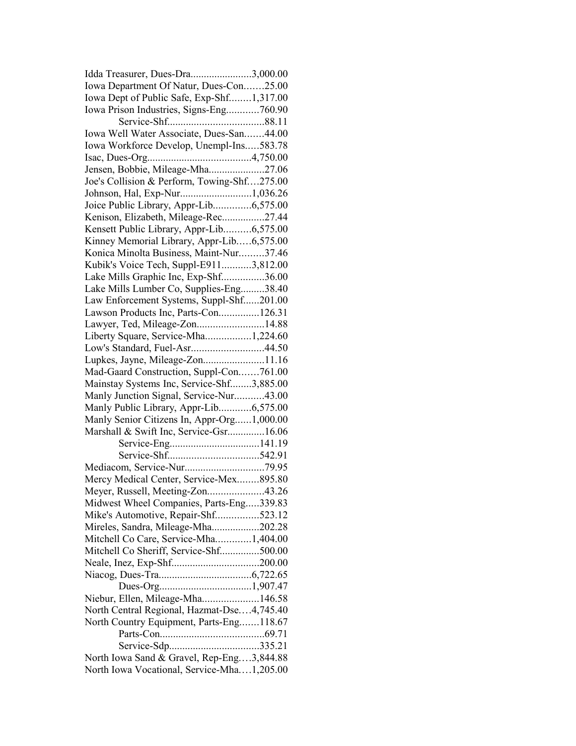Idda Treasurer, Dues-Dra.......................3,000.00
Iowa Department Of Natur, Dues-Con.......25.00
Iowa Dept of Public Safe, Exp-Shf........1,317.00
Iowa Prison Industries, Signs-Eng............760.90
Service-Shf....................................88.11
Iowa Well Water Associate, Dues-San.......44.00
Iowa Workforce Develop, Unempl-Ins.....583.78
Isac, Dues-Org.......................................4,750.00
Jensen, Bobbie, Mileage-Mha.....................27.06
Joe's Collision & Perform, Towing-Shf....275.00
Johnson, Hal, Exp-Nur...........................1,036.26
Joice Public Library, Appr-Lib..............6,575.00
Kenison, Elizabeth, Mileage-Rec................27.44
Kensett Public Library, Appr-Lib..........6,575.00
Kinney Memorial Library, Appr-Lib.....6,575.00
Konica Minolta Business, Maint-Nur.........37.46
Kubik's Voice Tech, Suppl-E911...........3,812.00
Lake Mills Graphic Inc, Exp-Shf................36.00
Lake Mills Lumber Co, Supplies-Eng.........38.40
Law Enforcement Systems, Suppl-Shf......201.00
Lawson Products Inc, Parts-Con...............126.31
Lawyer, Ted, Mileage-Zon.........................14.88
Liberty Square, Service-Mha.................1,224.60
Low's Standard, Fuel-Asr...........................44.50
Lupkes, Jayne, Mileage-Zon.......................11.16
Mad-Gaard Construction, Suppl-Con.......761.00
Mainstay Systems Inc, Service-Shf........3,885.00
Manly Junction Signal, Service-Nur...........43.00
Manly Public Library, Appr-Lib............6,575.00
Manly Senior Citizens In, Appr-Org......1,000.00
Marshall & Swift Inc, Service-Gsr..............16.06
Service-Eng..................................141.19
Service-Shf..................................542.91
Mediacom, Service-Nur..............................79.95
Mercy Medical Center, Service-Mex........895.80
Meyer, Russell, Meeting-Zon.....................43.26
Midwest Wheel Companies, Parts-Eng.....339.83
Mike's Automotive, Repair-Shf................523.12
Mireles, Sandra, Mileage-Mha..................202.28
Mitchell Co Care, Service-Mha.............1,404.00
Mitchell Co Sheriff, Service-Shf...............500.00
Neale, Inez, Exp-Shf.................................200.00
Niacog, Dues-Tra...................................6,722.65
Dues-Org...................................1,907.47
Niebur, Ellen, Mileage-Mha.....................146.58
North Central Regional, Hazmat-Dse....4,745.40
North Country Equipment, Parts-Eng.......118.67
Parts-Con.......................................69.71
Service-Sdp..................................335.21
North Iowa Sand & Gravel, Rep-Eng....3,844.88
North Iowa Vocational, Service-Mha....1,205.00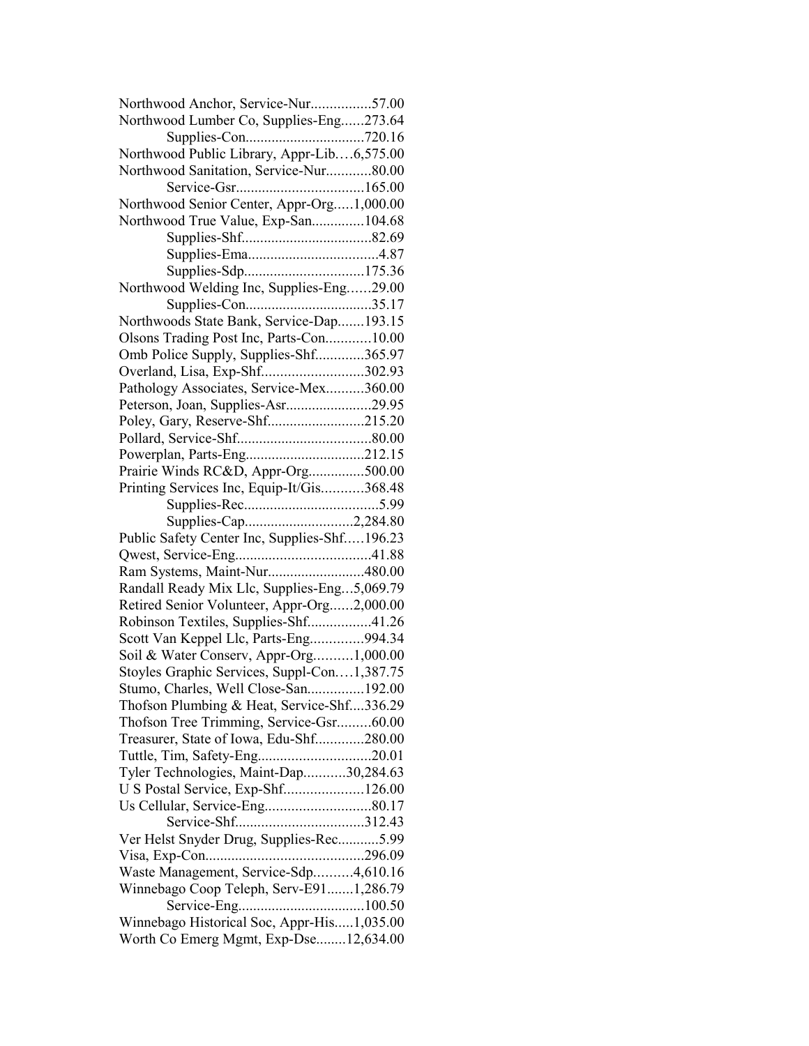Northwood Anchor, Service-Nur................57.00
Northwood Lumber Co, Supplies-Eng......273.64
Supplies-Con................................720.16
Northwood Public Library, Appr-Lib….6,575.00
Northwood Sanitation, Service-Nur............80.00
Service-Gsr..................................165.00
Northwood Senior Center, Appr-Org.....1,000.00
Northwood True Value, Exp-San..............104.68
Supplies-Shf..................................82.69
Supplies-Ema..................................4.87
Supplies-Sdp................................175.36
Northwood Welding Inc, Supplies-Eng……29.00
Supplies-Con..................................35.17
Northwoods State Bank, Service-Dap.......193.15
Olsons Trading Post Inc, Parts-Con............10.00
Omb Police Supply, Supplies-Shf.............365.97
Overland, Lisa, Exp-Shf...........................302.93
Pathology Associates, Service-Mex..........360.00
Peterson, Joan, Supplies-Asr.......................29.95
Poley, Gary, Reserve-Shf.........................215.20
Pollard, Service-Shf....................................80.00
Powerplan, Parts-Eng................................212.15
Prairie Winds RC&D, Appr-Org...............500.00
Printing Services Inc, Equip-It/Gis...........368.48
Supplies-Rec....................................5.99
Supplies-Cap.............................2,284.80
Public Safety Center Inc, Supplies-Shf.....196.23
Qwest, Service-Eng....................................41.88
Ram Systems, Maint-Nur..........................480.00
Randall Ready Mix Llc, Supplies-Eng...5,069.79
Retired Senior Volunteer, Appr-Org......2,000.00
Robinson Textiles, Supplies-Shf.................41.26
Scott Van Keppel Llc, Parts-Eng..............994.34
Soil & Water Conserv, Appr-Org..........1,000.00
Stoyles Graphic Services, Suppl-Con.…1,387.75
Stumo, Charles, Well Close-San...............192.00
Thofson Plumbing & Heat, Service-Shf....336.29
Thofson Tree Trimming, Service-Gsr.........60.00
Treasurer, State of Iowa, Edu-Shf.............280.00
Tuttle, Tim, Safety-Eng..............................20.01
Tyler Technologies, Maint-Dap...........30,284.63
U S Postal Service, Exp-Shf.....................126.00
Us Cellular, Service-Eng............................80.17
Service-Shf..................................312.43
Ver Helst Snyder Drug, Supplies-Rec...........5.99
Visa, Exp-Con..........................................296.09
Waste Management, Service-Sdp..........4,610.16
Winnebago Coop Teleph, Serv-E91.......1,286.79
Service-Eng..................................100.50
Winnebago Historical Soc, Appr-His.....1,035.00
Worth Co Emerg Mgmt, Exp-Dse........12,634.00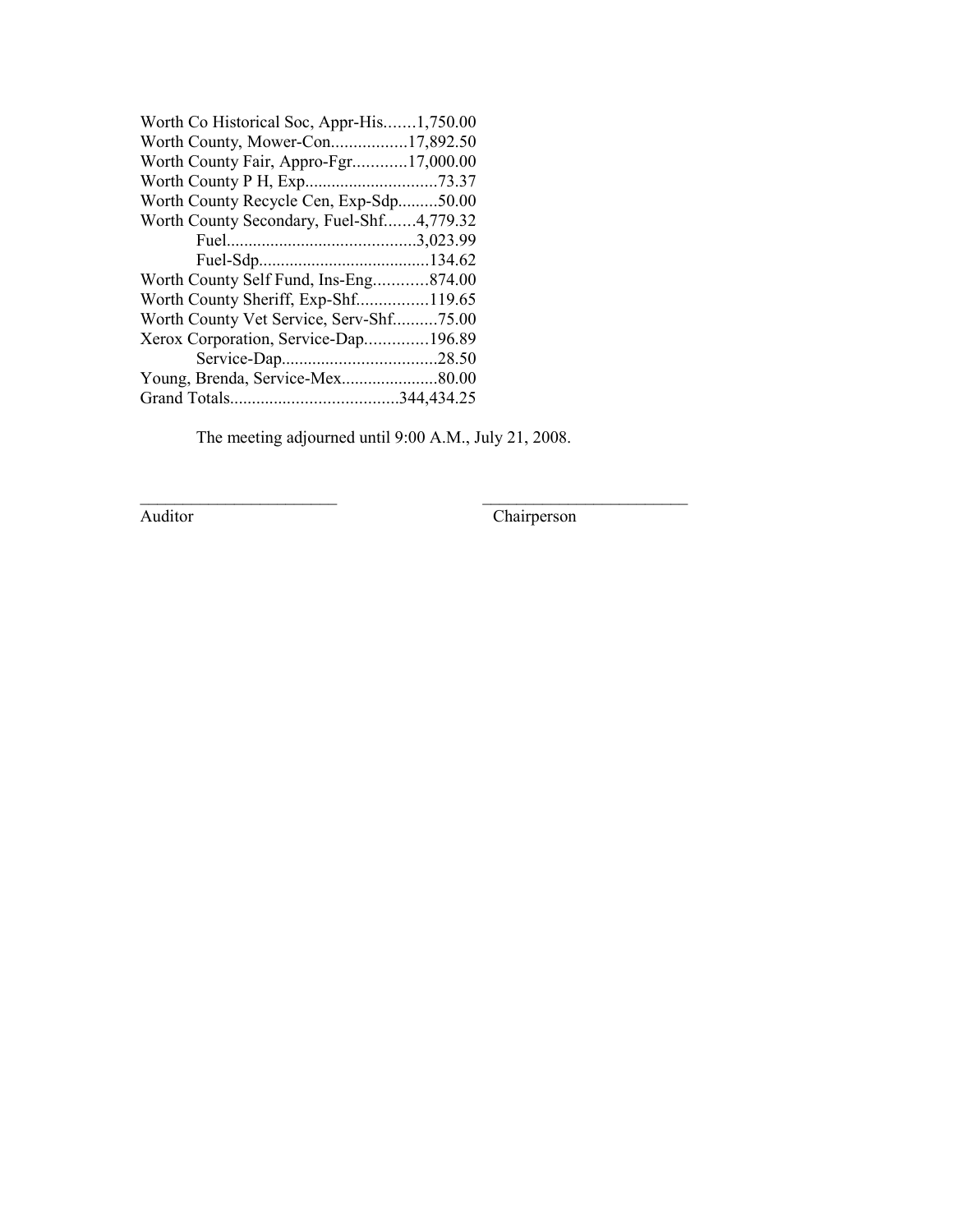Worth Co Historical Soc, Appr-His.......1,750.00
Worth County, Mower-Con.................17,892.50
Worth County Fair, Appro-Fgr............17,000.00
Worth County P H, Exp..............................73.37
Worth County Recycle Cen, Exp-Sdp.........50.00
Worth County Secondary, Fuel-Shf.......4,779.32
Fuel...........................................3,023.99
Fuel-Sdp.......................................134.62
Worth County Self Fund, Ins-Eng............874.00
Worth County Sheriff, Exp-Shf................119.65
Worth County Vet Service, Serv-Shf..........75.00
Xerox Corporation, Service-Dap..............196.89
Service-Dap...................................28.50
Young, Brenda, Service-Mex......................80.00
Grand Totals......................................344,434.25

The meeting adjourned until 9:00 A.M., July 21, 2008.

_______________________ _______________________
Auditor Chairperson